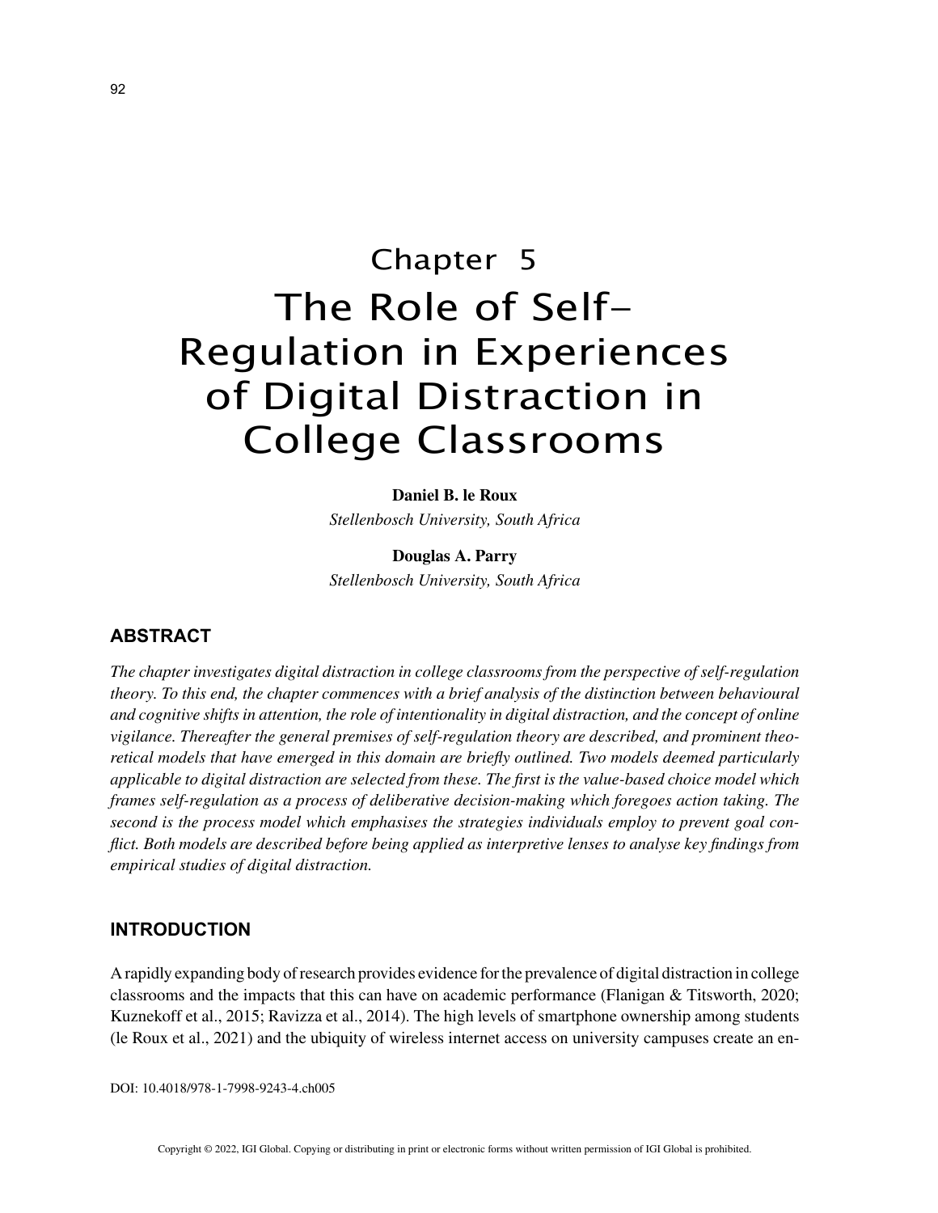# Chapter 5
# The Role of Self-Regulation in Experiences of Digital Distraction in College Classrooms

**Daniel B. le Roux**
*Stellenbosch University, South Africa*

**Douglas A. Parry**
*Stellenbosch University, South Africa*

## ABSTRACT

*The chapter investigates digital distraction in college classrooms from the perspective of self-regulation theory. To this end, the chapter commences with a brief analysis of the distinction between behavioural and cognitive shifts in attention, the role of intentionality in digital distraction, and the concept of online vigilance. Thereafter the general premises of self-regulation theory are described, and prominent theoretical models that have emerged in this domain are briefly outlined. Two models deemed particularly applicable to digital distraction are selected from these. The first is the value-based choice model which frames self-regulation as a process of deliberative decision-making which foregoes action taking. The second is the process model which emphasises the strategies individuals employ to prevent goal conflict. Both models are described before being applied as interpretive lenses to analyse key findings from empirical studies of digital distraction.*

## INTRODUCTION

A rapidly expanding body of research provides evidence for the prevalence of digital distraction in college classrooms and the impacts that this can have on academic performance (Flanigan & Titsworth, 2020; Kuznekoff et al., 2015; Ravizza et al., 2014). The high levels of smartphone ownership among students (le Roux et al., 2021) and the ubiquity of wireless internet access on university campuses create an en-

DOI: 10.4018/978-1-7998-9243-4.ch005

Copyright © 2022, IGI Global. Copying or distributing in print or electronic forms without written permission of IGI Global is prohibited.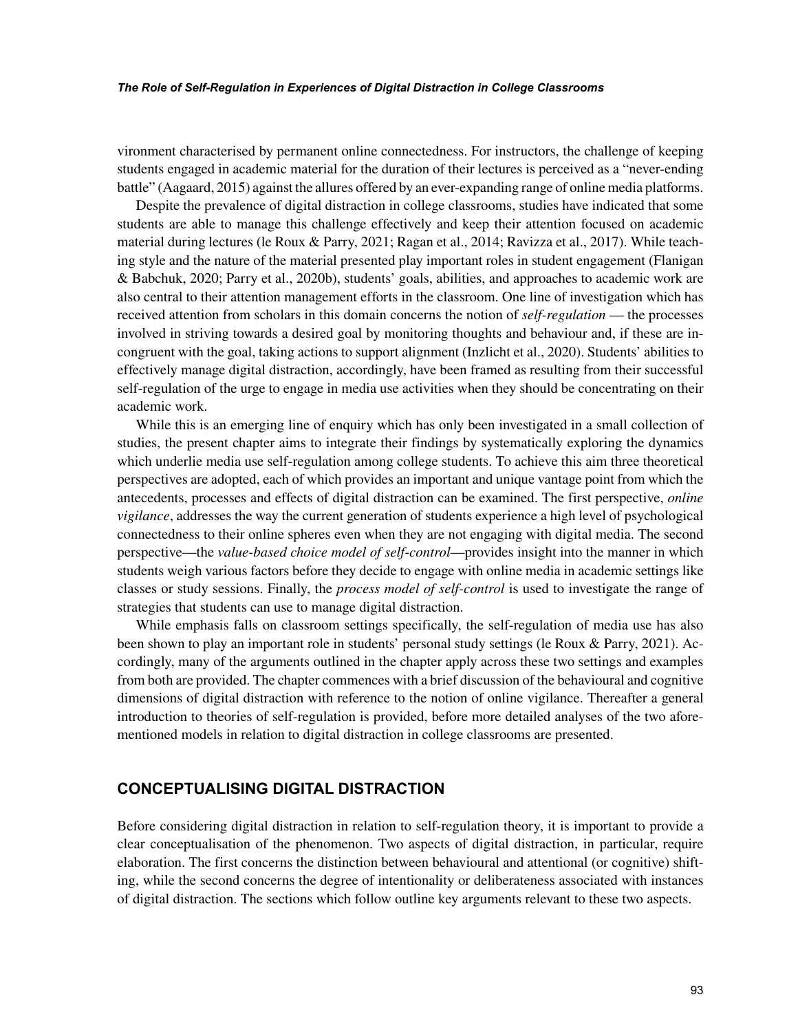vironment characterised by permanent online connectedness. For instructors, the challenge of keeping students engaged in academic material for the duration of their lectures is perceived as a "never-ending battle" (Aagaard, 2015) against the allures offered by an ever-expanding range of online media platforms.

Despite the prevalence of digital distraction in college classrooms, studies have indicated that some students are able to manage this challenge effectively and keep their attention focused on academic material during lectures (le Roux & Parry, 2021; Ragan et al., 2014; Ravizza et al., 2017). While teaching style and the nature of the material presented play important roles in student engagement (Flanigan & Babchuk, 2020; Parry et al., 2020b), students' goals, abilities, and approaches to academic work are also central to their attention management efforts in the classroom. One line of investigation which has received attention from scholars in this domain concerns the notion of *self-regulation* — the processes involved in striving towards a desired goal by monitoring thoughts and behaviour and, if these are incongruent with the goal, taking actions to support alignment (Inzlicht et al., 2020). Students' abilities to effectively manage digital distraction, accordingly, have been framed as resulting from their successful self-regulation of the urge to engage in media use activities when they should be concentrating on their academic work.

While this is an emerging line of enquiry which has only been investigated in a small collection of studies, the present chapter aims to integrate their findings by systematically exploring the dynamics which underlie media use self-regulation among college students. To achieve this aim three theoretical perspectives are adopted, each of which provides an important and unique vantage point from which the antecedents, processes and effects of digital distraction can be examined. The first perspective, *online vigilance*, addresses the way the current generation of students experience a high level of psychological connectedness to their online spheres even when they are not engaging with digital media. The second perspective—the *value-based choice model of self-control*—provides insight into the manner in which students weigh various factors before they decide to engage with online media in academic settings like classes or study sessions. Finally, the *process model of self-control* is used to investigate the range of strategies that students can use to manage digital distraction.

While emphasis falls on classroom settings specifically, the self-regulation of media use has also been shown to play an important role in students' personal study settings (le Roux & Parry, 2021). Accordingly, many of the arguments outlined in the chapter apply across these two settings and examples from both are provided. The chapter commences with a brief discussion of the behavioural and cognitive dimensions of digital distraction with reference to the notion of online vigilance. Thereafter a general introduction to theories of self-regulation is provided, before more detailed analyses of the two aforementioned models in relation to digital distraction in college classrooms are presented.

## CONCEPTUALISING DIGITAL DISTRACTION

Before considering digital distraction in relation to self-regulation theory, it is important to provide a clear conceptualisation of the phenomenon. Two aspects of digital distraction, in particular, require elaboration. The first concerns the distinction between behavioural and attentional (or cognitive) shifting, while the second concerns the degree of intentionality or deliberateness associated with instances of digital distraction. The sections which follow outline key arguments relevant to these two aspects.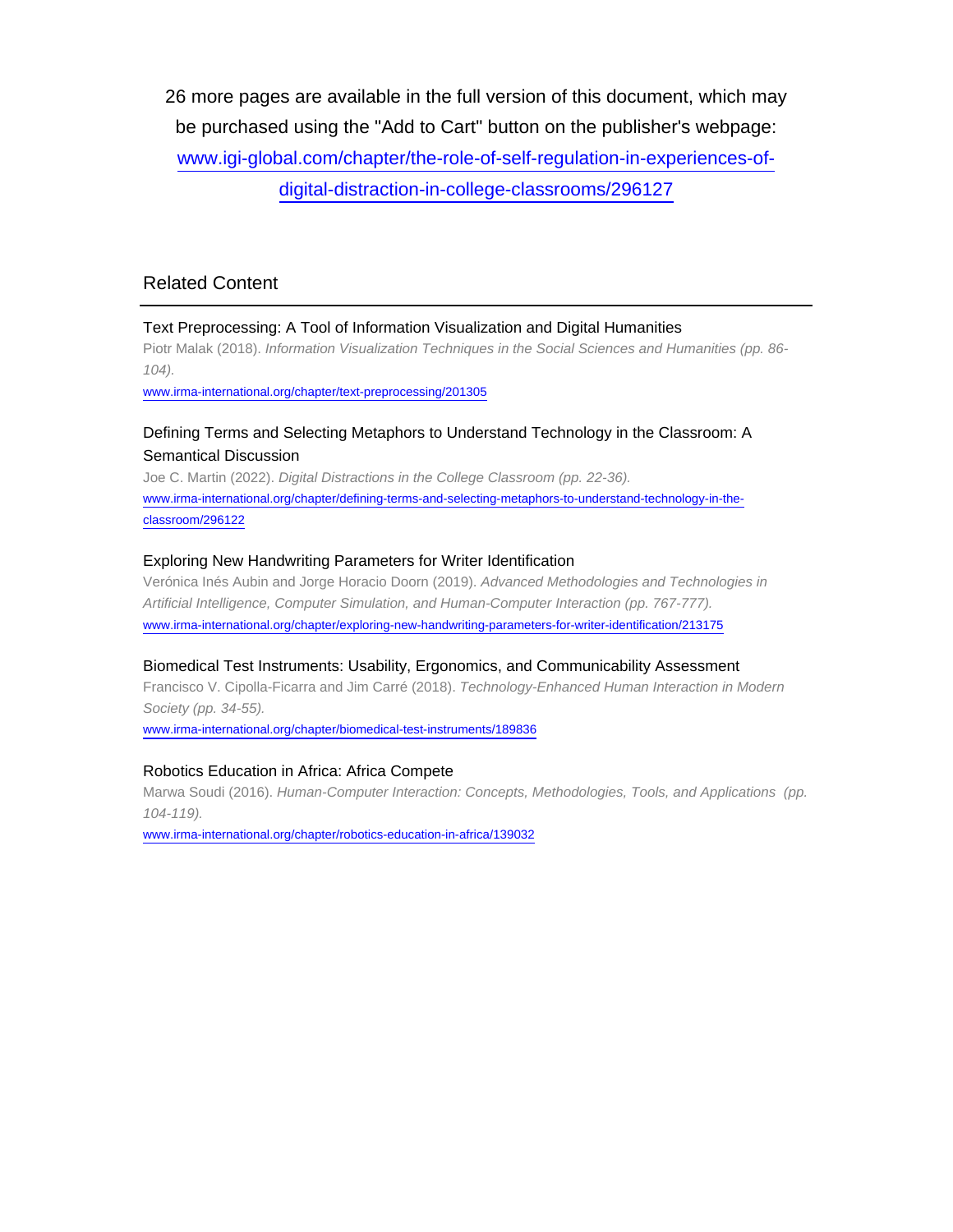26 more pages are available in the full version of this document, which may be purchased using the "Add to Cart" button on the publisher's webpage: [www.igi-global.com/chapter/the-role-of-self-regulation-in-experiences-of-digital-distraction-in-college-classrooms/296127](www.igi-global.com/chapter/the-role-of-self-regulation-in-experiences-of-digital-distraction-in-college-classrooms/296127)

## Related Content

Text Preprocessing: A Tool of Information Visualization and Digital Humanities
Piotr Malak (2018). *Information Visualization Techniques in the Social Sciences and Humanities (pp. 86-104).*
[www.irma-international.org/chapter/text-preprocessing/201305](www.irma-international.org/chapter/text-preprocessing/201305)

Defining Terms and Selecting Metaphors to Understand Technology in the Classroom: A Semantical Discussion
Joe C. Martin (2022). *Digital Distractions in the College Classroom (pp. 22-36).*
[www.irma-international.org/chapter/defining-terms-and-selecting-metaphors-to-understand-technology-in-the-classroom/296122](www.irma-international.org/chapter/defining-terms-and-selecting-metaphors-to-understand-technology-in-the-classroom/296122)

Exploring New Handwriting Parameters for Writer Identification
Verónica Inés Aubin and Jorge Horacio Doorn (2019). *Advanced Methodologies and Technologies in Artificial Intelligence, Computer Simulation, and Human-Computer Interaction (pp. 767-777).*
[www.irma-international.org/chapter/exploring-new-handwriting-parameters-for-writer-identification/213175](www.irma-international.org/chapter/exploring-new-handwriting-parameters-for-writer-identification/213175)

Biomedical Test Instruments: Usability, Ergonomics, and Communicability Assessment
Francisco V. Cipolla-Ficarra and Jim Carré (2018). *Technology-Enhanced Human Interaction in Modern Society (pp. 34-55).*
[www.irma-international.org/chapter/biomedical-test-instruments/189836](www.irma-international.org/chapter/biomedical-test-instruments/189836)

Robotics Education in Africa: Africa Compete
Marwa Soudi (2016). *Human-Computer Interaction: Concepts, Methodologies, Tools, and Applications (pp. 104-119).*
[www.irma-international.org/chapter/robotics-education-in-africa/139032](www.irma-international.org/chapter/robotics-education-in-africa/139032)